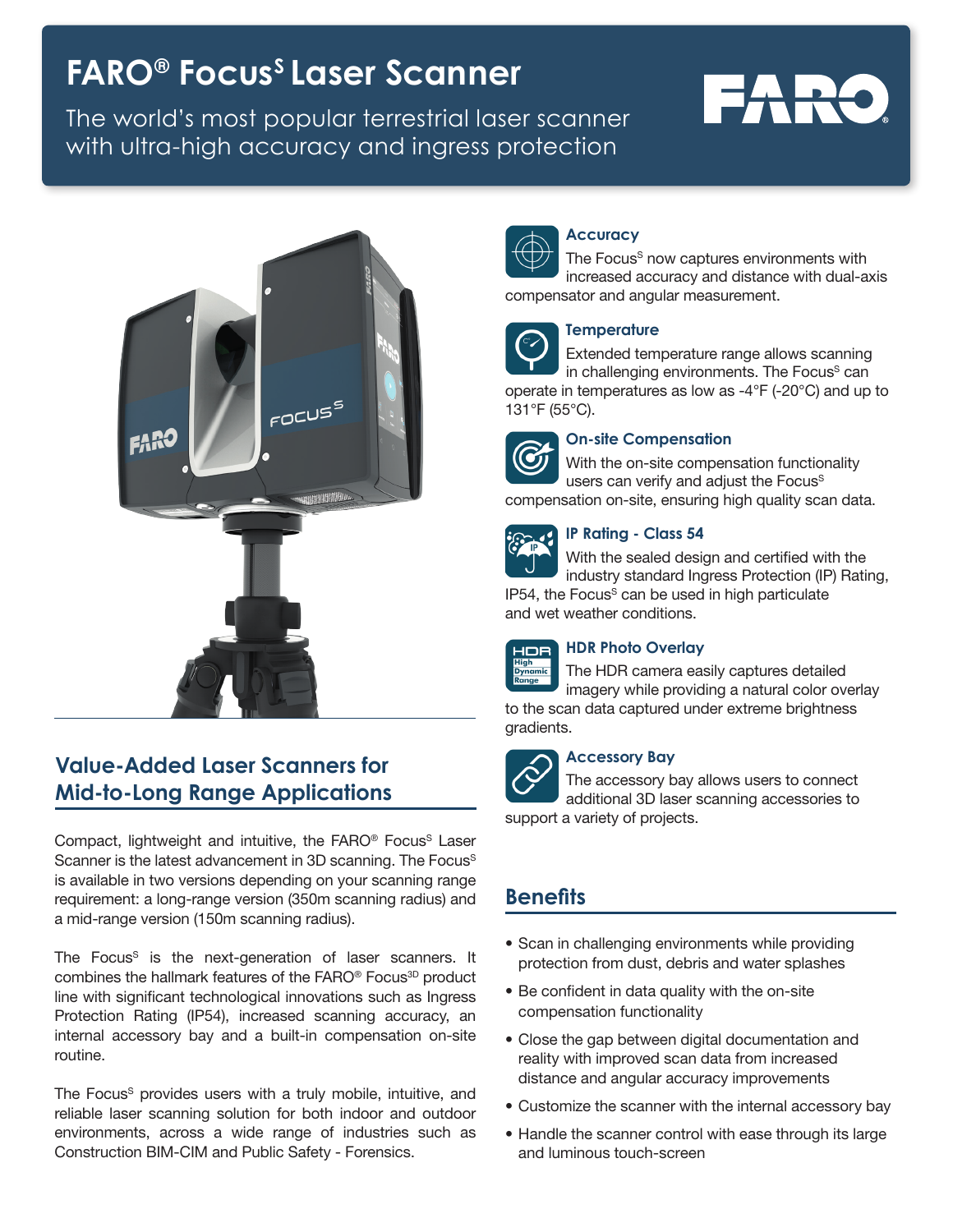# FARO® Focus$^{S}$ Laser Scanner

The world's most popular terrestrial laser scanner with ultra-high accuracy and ingress protection

## Value-Added Laser Scanners for Mid-to-Long Range Applications

Compact, lightweight and intuitive, the FARO® Focus$^{S}$ Laser Scanner is the latest advancement in 3D scanning. The Focus$^{S}$ is available in two versions depending on your scanning range requirement: a long-range version (350m scanning radius) and a mid-range version (150m scanning radius).

The Focus$^{S}$ is the next-generation of laser scanners. It combines the hallmark features of the FARO® Focus$^{3D}$ product line with significant technological innovations such as Ingress Protection Rating (IP54), increased scanning accuracy, an internal accessory bay and a built-in compensation on-site routine.

The Focus$^{S}$ provides users with a truly mobile, intuitive, and reliable laser scanning solution for both indoor and outdoor environments, across a wide range of industries such as Construction BIM-CIM and Public Safety - Forensics.

### Accuracy

The Focus$^{S}$ now captures environments with increased accuracy and distance with dual-axis compensator and angular measurement.

### Temperature

Extended temperature range allows scanning in challenging environments. The Focus$^{S}$ can operate in temperatures as low as -4°F (-20°C) and up to 131°F (55°C).

### On-site Compensation

With the on-site compensation functionality users can verify and adjust the Focus$^{S}$ compensation on-site, ensuring high quality scan data.

### IP Rating - Class 54

With the sealed design and certified with the industry standard Ingress Protection (IP) Rating, IP54, the Focus$^{S}$ can be used in high particulate and wet weather conditions.

### HDR Photo Overlay

The HDR camera easily captures detailed imagery while providing a natural color overlay to the scan data captured under extreme brightness gradients.

### Accessory Bay

The accessory bay allows users to connect additional 3D laser scanning accessories to support a variety of projects.

## Benefits

- Scan in challenging environments while providing protection from dust, debris and water splashes
- Be confident in data quality with the on-site compensation functionality
- Close the gap between digital documentation and reality with improved scan data from increased distance and angular accuracy improvements
- Customize the scanner with the internal accessory bay
- Handle the scanner control with ease through its large and luminous touch-screen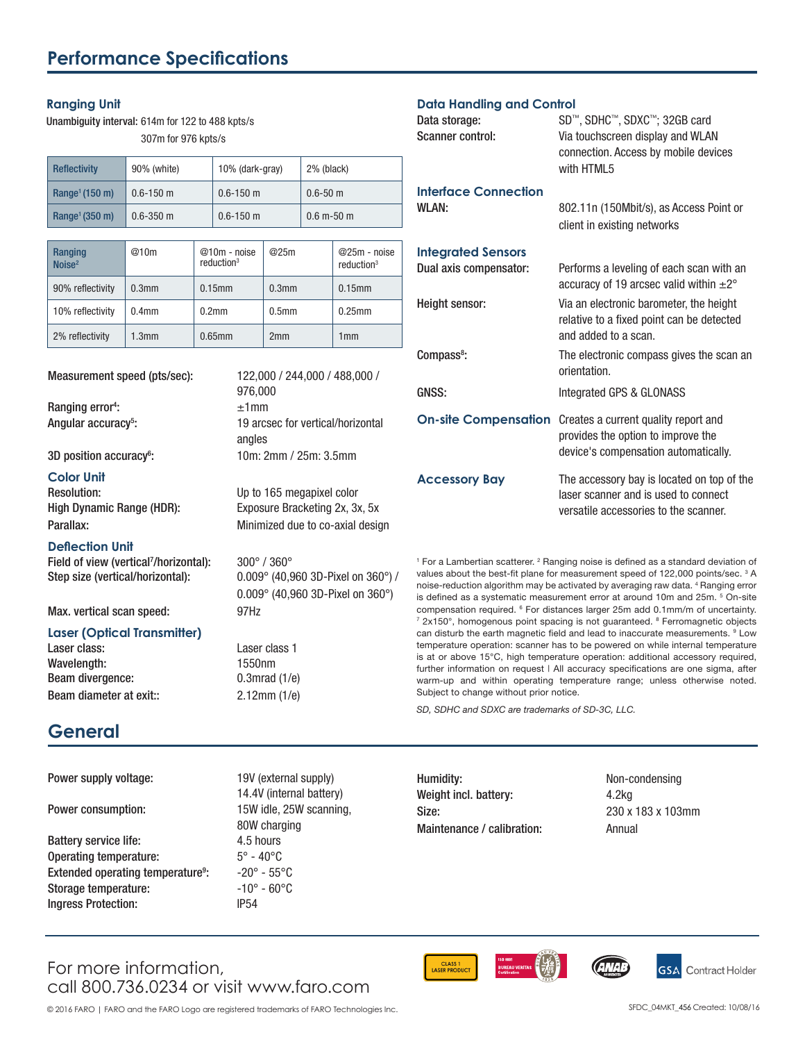# Performance Specifications

### Ranging Unit

**Unambiguity interval:** 614m for 122 to 488 kpts/s
307m for 976 kpts/s

| Reflectivity | 90% (white) | 10% (dark-gray) | 2% (black) |
|---|---|---|---|
| Range[1] (150 m) | 0.6-150 m | 0.6-150 m | 0.6-50 m |
| Range[1] (350 m) | 0.6-350 m | 0.6-150 m | 0.6 m-50 m |

| Ranging Noise[2] | @10m | @10m - noise reduction[3] | @25m | @25m - noise reduction[3] |
|---|---|---|---|---|
| 90% reflectivity | 0.3mm | 0.15mm | 0.3mm | 0.15mm |
| 10% reflectivity | 0.4mm | 0.2mm | 0.5mm | 0.25mm |
| 2% reflectivity | 1.3mm | 0.65mm | 2mm | 1mm |

Measurement speed (pts/sec): 122,000 / 244,000 / 488,000 / 976,000
Ranging error[4]: ±1mm
Angular accuracy[5]: 19 arcsec for vertical/horizontal angles
3D position accuracy[6]: 10m: 2mm / 25m: 3.5mm

### Color Unit

Resolution: Up to 165 megapixel color
High Dynamic Range (HDR): Exposure Bracketing 2x, 3x, 5x
Parallax: Minimized due to co-axial design

### Deflection Unit

Field of view (vertical[7]/horizontal): 300° / 360°
Step size (vertical/horizontal): 0.009° (40,960 3D-Pixel on 360°) / 0.009° (40,960 3D-Pixel on 360°)
Max. vertical scan speed: 97Hz

### Laser (Optical Transmitter)

Laser class: Laser class 1
Wavelength: 1550nm
Beam divergence: 0.3mrad (1/e)
Beam diameter at exit:: 2.12mm (1/e)

### Data Handling and Control

Data storage: SD™, SDHC™, SDXC™; 32GB card
Scanner control: Via touchscreen display and WLAN connection. Access by mobile devices with HTML5

### Interface Connection

WLAN: 802.11n (150Mbit/s), as Access Point or client in existing networks

### Integrated Sensors

Dual axis compensator: Performs a leveling of each scan with an accuracy of 19 arcsec valid within ±2°
Height sensor: Via an electronic barometer, the height relative to a fixed point can be detected and added to a scan.
Compass[8]: The electronic compass gives the scan an orientation.
GNSS: Integrated GPS & GLONASS

### On-site Compensation

Creates a current quality report and provides the option to improve the device's compensation automatically.

### Accessory Bay

The accessory bay is located on top of the laser scanner and is used to connect versatile accessories to the scanner.

[1] For a Lambertian scatterer. [2] Ranging noise is defined as a standard deviation of values about the best-fit plane for measurement speed of 122,000 points/sec. [3] A noise-reduction algorithm may be activated by averaging raw data. [4] Ranging error is defined as a systematic measurement error at around 10m and 25m. [5] On-site compensation required. [6] For distances larger 25m add 0.1mm/m of uncertainty. [7] 2x150°, homogenous point spacing is not guaranteed. [8] Ferromagnetic objects can disturb the earth magnetic field and lead to inaccurate measurements. [9] Low temperature operation: scanner has to be powered on while internal temperature is at or above 15°C, high temperature operation: additional accessory required, further information on request | All accuracy specifications are one sigma, after warm-up and within operating temperature range; unless otherwise noted. Subject to change without prior notice.

*SD, SDHC and SDXC are trademarks of SD-3C, LLC.*

# General

Power supply voltage: 19V (external supply) 14.4V (internal battery)
Power consumption: 15W idle, 25W scanning, 80W charging
Battery service life: 4.5 hours
Operating temperature: 5° - 40°C
Extended operating temperature[9]: -20° - 55°C
Storage temperature: -10° - 60°C
Ingress Protection: IP54

Humidity: Non-condensing
Weight incl. battery: 4.2kg
Size: 230 x 183 x 103mm
Maintenance / calibration: Annual

For more information, call 800.736.0234 or visit www.faro.com

© 2016 FARO | FARO and the FARO Logo are registered trademarks of FARO Technologies Inc.

SFDC_04MKT_456 Created: 10/08/16